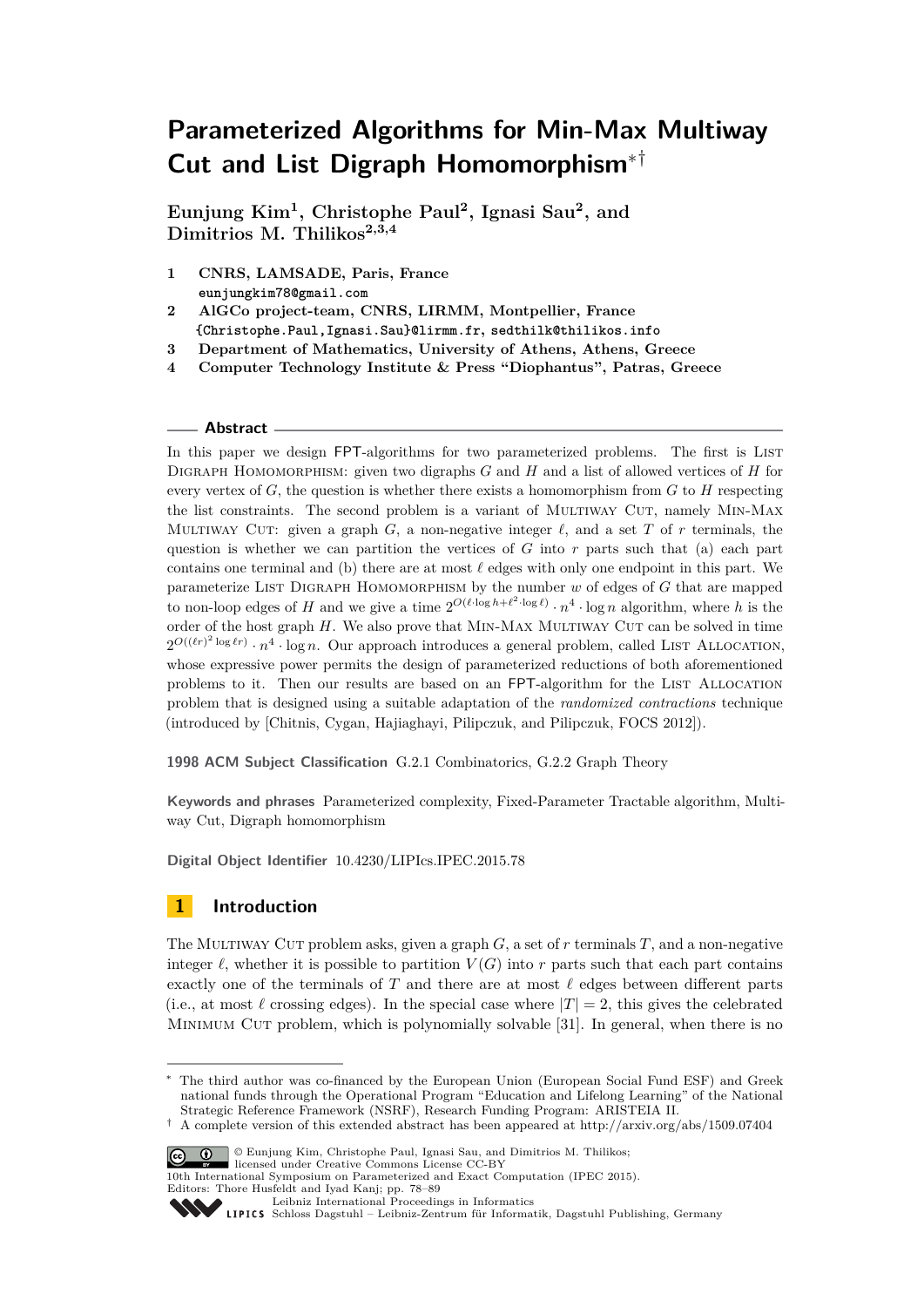# Parameterized Algorithms for Min-Max Multiway Cut and List Digraph Homomorphism*†

**Eunjung Kim[1], Christophe Paul[2], Ignasi Sau[2], and Dimitrios M. Thilikos[2,3,4]**

1 **CNRS, LAMSADE, Paris, France**
`eunjungkim78@gmail.com`

2 **AlGCo project-team, CNRS, LIRMM, Montpellier, France**
`{Christophe.Paul,Ignasi.Sau}@lirmm.fr`, `sedthilk@thilikos.info`

3 **Department of Mathematics, University of Athens, Athens, Greece**

4 **Computer Technology Institute & Press "Diophantus", Patras, Greece**

## Abstract

In this paper we design FPT-algorithms for two parameterized problems. The first is List Digraph Homomorphism: given two digraphs $G$ and $H$ and a list of allowed vertices of $H$ for every vertex of $G$, the question is whether there exists a homomorphism from $G$ to $H$ respecting the list constraints. The second problem is a variant of Multiway Cut, namely Min-Max Multiway Cut: given a graph $G$, a non-negative integer $\ell$, and a set $T$ of $r$ terminals, the question is whether we can partition the vertices of $G$ into $r$ parts such that (a) each part contains one terminal and (b) there are at most $\ell$ edges with only one endpoint in this part. We parameterize List Digraph Homomorphism by the number $w$ of edges of $G$ that are mapped to non-loop edges of $H$ and we give a time $2^{O(\ell\cdot\log h+\ell^2\cdot\log \ell)}\cdot n^4\cdot\log n$ algorithm, where $h$ is the order of the host graph $H$. We also prove that Min-Max Multiway Cut can be solved in time $2^{O((\ell r)^2\log \ell r)}\cdot n^4\cdot\log n$. Our approach introduces a general problem, called List Allocation, whose expressive power permits the design of parameterized reductions of both aforementioned problems to it. Then our results are based on an FPT-algorithm for the List Allocation problem that is designed using a suitable adaptation of the *randomized contractions* technique (introduced by [Chitnis, Cygan, Hajiaghayi, Pilipczuk, and Pilipczuk, FOCS 2012]).

**1998 ACM Subject Classification** G.2.1 Combinatorics, G.2.2 Graph Theory

**Keywords and phrases** Parameterized complexity, Fixed-Parameter Tractable algorithm, Multiway Cut, Digraph homomorphism

**Digital Object Identifier** 10.4230/LIPIcs.IPEC.2015.78

## 1 Introduction

The Multiway Cut problem asks, given a graph $G$, a set of $r$ terminals $T$, and a non-negative integer $\ell$, whether it is possible to partition $V(G)$ into $r$ parts such that each part contains exactly one of the terminals of $T$ and there are at most $\ell$ edges between different parts (i.e., at most $\ell$ crossing edges). In the special case where $|T|=2$, this gives the celebrated Minimum Cut problem, which is polynomially solvable [31]. In general, when there is no

---

* The third author was co-financed by the European Union (European Social Fund ESF) and Greek national funds through the Operational Program "Education and Lifelong Learning" of the National Strategic Reference Framework (NSRF), Research Funding Program: ARISTEIA II.

† A complete version of this extended abstract has been appeared at http://arxiv.org/abs/1509.07404

© Eunjung Kim, Christophe Paul, Ignasi Sau, and Dimitrios M. Thilikos; licensed under Creative Commons License CC-BY
10th International Symposium on Parameterized and Exact Computation (IPEC 2015).
Editors: Thore Husfeldt and Iyad Kanj; pp. 78–89
Leibniz International Proceedings in Informatics
Schloss Dagstuhl – Leibniz-Zentrum für Informatik, Dagstuhl Publishing, Germany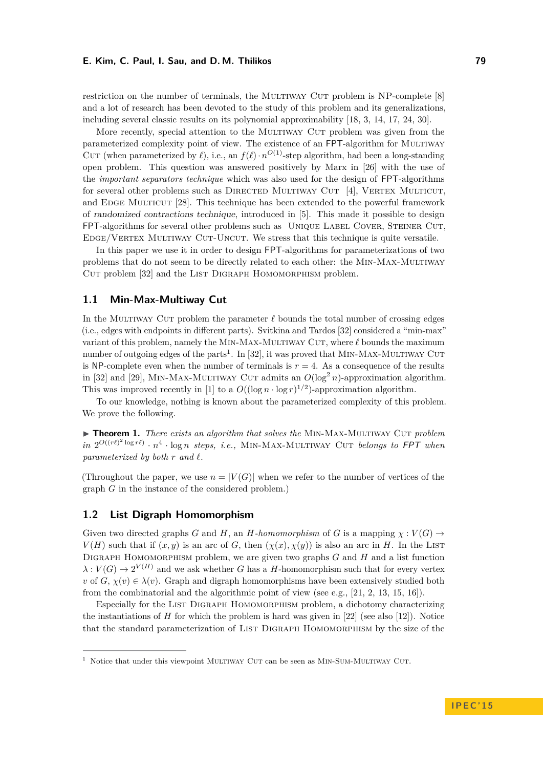restriction on the number of terminals, the Multiway Cut problem is NP-complete [8] and a lot of research has been devoted to the study of this problem and its generalizations, including several classic results on its polynomial approximability [18, 3, 14, 17, 24, 30].

More recently, special attention to the Multiway Cut problem was given from the parameterized complexity point of view. The existence of an FPT-algorithm for Multiway Cut (when parameterized by $\ell$), i.e., an $f(\ell) \cdot n^{O(1)}$-step algorithm, had been a long-standing open problem. This question was answered positively by Marx in [26] with the use of the *important separators technique* which was also used for the design of FPT-algorithms for several other problems such as Directed Multiway Cut [4], Vertex Multicut, and Edge Multicut [28]. This technique has been extended to the powerful framework of *randomized contractions technique*, introduced in [5]. This made it possible to design FPT-algorithms for several other problems such as Unique Label Cover, Steiner Cut, Edge/Vertex Multiway Cut-Uncut. We stress that this technique is quite versatile.

In this paper we use it in order to design FPT-algorithms for parameterizations of two problems that do not seem to be directly related to each other: the Min-Max-Multiway Cut problem [32] and the List Digraph Homomorphism problem.

## 1.1 Min-Max-Multiway Cut

In the Multiway Cut problem the parameter $\ell$ bounds the total number of crossing edges (i.e., edges with endpoints in different parts). Svitkina and Tardos [32] considered a "min-max" variant of this problem, namely the Min-Max-Multiway Cut, where $\ell$ bounds the maximum number of outgoing edges of the parts[1]. In [32], it was proved that Min-Max-Multiway Cut is NP-complete even when the number of terminals is $r = 4$. As a consequence of the results in [32] and [29], Min-Max-Multiway Cut admits an $O(\log^2 n)$-approximation algorithm. This was improved recently in [1] to a $O((\log n \cdot \log r)^{1/2})$-approximation algorithm.

To our knowledge, nothing is known about the parameterized complexity of this problem. We prove the following.

▶ **Theorem 1.** *There exists an algorithm that solves the* Min-Max-Multiway Cut *problem in* $2^{O((r\ell)^2 \log r\ell)} \cdot n^4 \cdot \log n$ *steps, i.e.,* Min-Max-Multiway Cut *belongs to* FPT *when parameterized by both* $r$ *and* $\ell$.

(Throughout the paper, we use $n = |V(G)|$ when we refer to the number of vertices of the graph $G$ in the instance of the considered problem.)

## 1.2 List Digraph Homomorphism

Given two directed graphs $G$ and $H$, an $H$*-homomorphism* of $G$ is a mapping $\chi : V(G) \to V(H)$ such that if $(x, y)$ is an arc of $G$, then $(\chi(x), \chi(y))$ is also an arc in $H$. In the List Digraph Homomorphism problem, we are given two graphs $G$ and $H$ and a list function $\lambda : V(G) \to 2^{V(H)}$ and we ask whether $G$ has a $H$-homomorphism such that for every vertex $v$ of $G$, $\chi(v) \in \lambda(v)$. Graph and digraph homomorphisms have been extensively studied both from the combinatorial and the algorithmic point of view (see e.g., [21, 2, 13, 15, 16]).

Especially for the List Digraph Homomorphism problem, a dichotomy characterizing the instantiations of $H$ for which the problem is hard was given in [22] (see also [12]). Notice that the standard parameterization of List Digraph Homomorphism by the size of the

[1] Notice that under this viewpoint Multiway Cut can be seen as Min-Sum-Multiway Cut.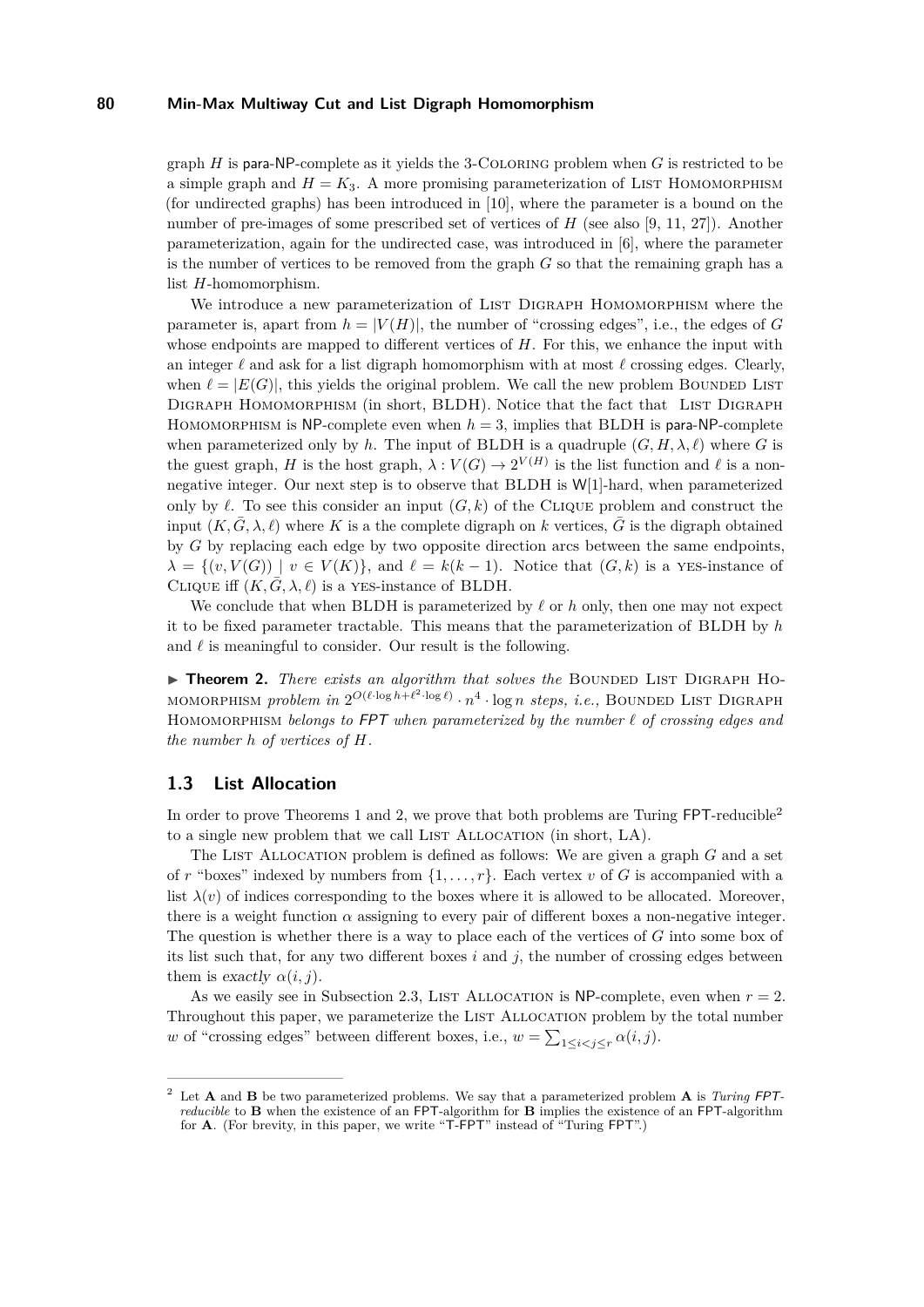graph $H$ is para-NP-complete as it yields the 3-Coloring problem when $G$ is restricted to be a simple graph and $H = K_3$. A more promising parameterization of List Homomorphism (for undirected graphs) has been introduced in [10], where the parameter is a bound on the number of pre-images of some prescribed set of vertices of $H$ (see also [9, 11, 27]). Another parameterization, again for the undirected case, was introduced in [6], where the parameter is the number of vertices to be removed from the graph $G$ so that the remaining graph has a list $H$-homomorphism.

We introduce a new parameterization of List Digraph Homomorphism where the parameter is, apart from $h = |V(H)|$, the number of "crossing edges", i.e., the edges of $G$ whose endpoints are mapped to different vertices of $H$. For this, we enhance the input with an integer $\ell$ and ask for a list digraph homomorphism with at most $\ell$ crossing edges. Clearly, when $\ell = |E(G)|$, this yields the original problem. We call the new problem Bounded List Digraph Homomorphism (in short, BLDH). Notice that the fact that List Digraph Homomorphism is NP-complete even when $h = 3$, implies that BLDH is para-NP-complete when parameterized only by $h$. The input of BLDH is a quadruple $(G, H, \lambda, \ell)$ where $G$ is the guest graph, $H$ is the host graph, $\lambda : V(G) \to 2^{V(H)}$ is the list function and $\ell$ is a non-negative integer. Our next step is to observe that BLDH is W[1]-hard, when parameterized only by $\ell$. To see this consider an input $(G, k)$ of the Clique problem and construct the input $(K, \bar{G}, \lambda, \ell)$ where $K$ is a the complete digraph on $k$ vertices, $\bar{G}$ is the digraph obtained by $G$ by replacing each edge by two opposite direction arcs between the same endpoints, $\lambda = \{(v, V(G)) \mid v \in V(K)\}$, and $\ell = k(k-1)$. Notice that $(G, k)$ is a yes-instance of Clique iff $(K, \bar{G}, \lambda, \ell)$ is a yes-instance of BLDH.

We conclude that when BLDH is parameterized by $\ell$ or $h$ only, then one may not expect it to be fixed parameter tractable. This means that the parameterization of BLDH by $h$ and $\ell$ is meaningful to consider. Our result is the following.

▶ **Theorem 2.** *There exists an algorithm that solves the* Bounded List Digraph Homomorphism *problem in* $2^{O(\ell \cdot \log h + \ell^2 \cdot \log \ell)} \cdot n^4 \cdot \log n$ *steps, i.e.,* Bounded List Digraph Homomorphism *belongs to FPT when parameterized by the number $\ell$ of crossing edges and the number $h$ of vertices of $H$.*

## 1.3 List Allocation

In order to prove Theorems 1 and 2, we prove that both problems are Turing FPT-reducible[2] to a single new problem that we call List Allocation (in short, LA).

The List Allocation problem is defined as follows: We are given a graph $G$ and a set of $r$ "boxes" indexed by numbers from $\{1, \ldots, r\}$. Each vertex $v$ of $G$ is accompanied with a list $\lambda(v)$ of indices corresponding to the boxes where it is allowed to be allocated. Moreover, there is a weight function $\alpha$ assigning to every pair of different boxes a non-negative integer. The question is whether there is a way to place each of the vertices of $G$ into some box of its list such that, for any two different boxes $i$ and $j$, the number of crossing edges between them is *exactly* $\alpha(i, j)$.

As we easily see in Subsection 2.3, List Allocation is NP-complete, even when $r = 2$. Throughout this paper, we parameterize the List Allocation problem by the total number $w$ of "crossing edges" between different boxes, i.e., $w = \sum_{1 \leq i < j \leq r} \alpha(i, j)$.

---

[2] Let **A** and **B** be two parameterized problems. We say that a parameterized problem **A** is *Turing FPT-reducible* to **B** when the existence of an FPT-algorithm for **B** implies the existence of an FPT-algorithm for **A**. (For brevity, in this paper, we write "T-FPT" instead of "Turing FPT".)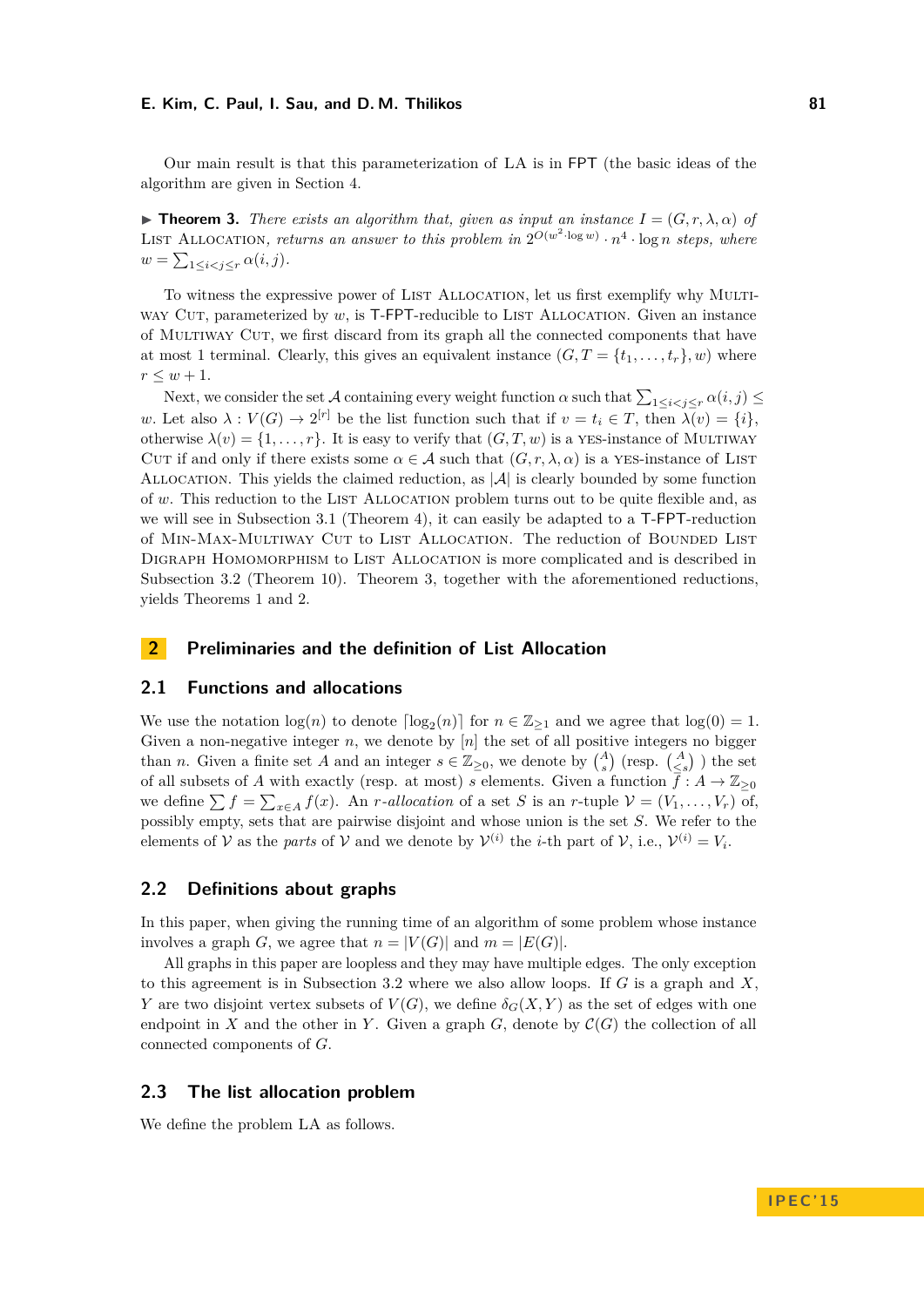Our main result is that this parameterization of LA is in FPT (the basic ideas of the algorithm are given in Section 4.

▶ **Theorem 3.** *There exists an algorithm that, given as input an instance $I = (G, r, \lambda, \alpha)$ of* List Allocation*, returns an answer to this problem in $2^{O(w^2 \cdot \log w)} \cdot n^4 \cdot \log n$ steps, where $w = \sum_{1 \leq i < j \leq r} \alpha(i, j)$.*

To witness the expressive power of List Allocation, let us first exemplify why Multiway Cut, parameterized by $w$, is T-FPT-reducible to List Allocation. Given an instance of Multiway Cut, we first discard from its graph all the connected components that have at most 1 terminal. Clearly, this gives an equivalent instance $(G, T = \{t_1, \ldots, t_r\}, w)$ where $r \leq w + 1$.

Next, we consider the set $\mathcal{A}$ containing every weight function $\alpha$ such that $\sum_{1 \leq i < j \leq r} \alpha(i, j) \leq w$. Let also $\lambda : V(G) \to 2^{[r]}$ be the list function such that if $v = t_i \in T$, then $\lambda(v) = \{i\}$, otherwise $\lambda(v) = \{1, \ldots, r\}$. It is easy to verify that $(G, T, w)$ is a yes-instance of Multiway Cut if and only if there exists some $\alpha \in \mathcal{A}$ such that $(G, r, \lambda, \alpha)$ is a yes-instance of List Allocation. This yields the claimed reduction, as $|\mathcal{A}|$ is clearly bounded by some function of $w$. This reduction to the List Allocation problem turns out to be quite flexible and, as we will see in Subsection 3.1 (Theorem 4), it can easily be adapted to a T-FPT-reduction of Min-Max-Multiway Cut to List Allocation. The reduction of Bounded List Digraph Homomorphism to List Allocation is more complicated and is described in Subsection 3.2 (Theorem 10). Theorem 3, together with the aforementioned reductions, yields Theorems 1 and 2.

## 2 Preliminaries and the definition of List Allocation

### 2.1 Functions and allocations

We use the notation $\log(n)$ to denote $\lceil \log_2(n) \rceil$ for $n \in \mathbb{Z}_{\geq 1}$ and we agree that $\log(0) = 1$. Given a non-negative integer $n$, we denote by $[n]$ the set of all positive integers no bigger than $n$. Given a finite set $A$ and an integer $s \in \mathbb{Z}_{\geq 0}$, we denote by $\binom{A}{s}$ (resp. $\binom{A}{\leq s}$ ) the set of all subsets of $A$ with exactly (resp. at most) $s$ elements. Given a function $f : A \to \mathbb{Z}_{\geq 0}$ we define $\sum f = \sum_{x \in A} f(x)$. An *$r$-allocation* of a set $S$ is an $r$-tuple $\mathcal{V} = (V_1, \ldots, V_r)$ of, possibly empty, sets that are pairwise disjoint and whose union is the set $S$. We refer to the elements of $\mathcal{V}$ as the *parts* of $\mathcal{V}$ and we denote by $\mathcal{V}^{(i)}$ the $i$-th part of $\mathcal{V}$, i.e., $\mathcal{V}^{(i)} = V_i$.

### 2.2 Definitions about graphs

In this paper, when giving the running time of an algorithm of some problem whose instance involves a graph $G$, we agree that $n = |V(G)|$ and $m = |E(G)|$.

All graphs in this paper are loopless and they may have multiple edges. The only exception to this agreement is in Subsection 3.2 where we also allow loops. If $G$ is a graph and $X$, $Y$ are two disjoint vertex subsets of $V(G)$, we define $\delta_G(X, Y)$ as the set of edges with one endpoint in $X$ and the other in $Y$. Given a graph $G$, denote by $\mathcal{C}(G)$ the collection of all connected components of $G$.

### 2.3 The list allocation problem

We define the problem LA as follows.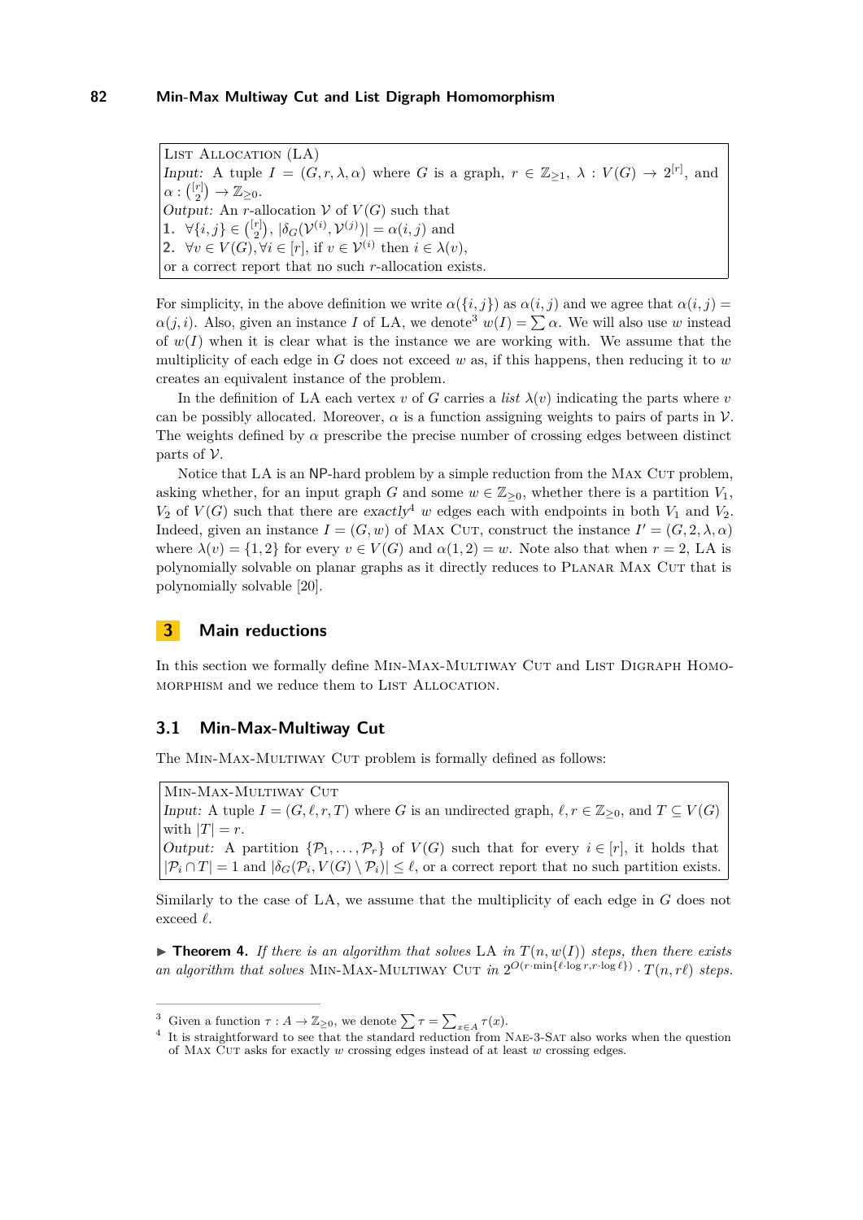> List Allocation (LA)
> *Input:* A tuple $I = (G, r, \lambda, \alpha)$ where $G$ is a graph, $r \in \mathbb{Z}_{\geq 1}$, $\lambda : V(G) \to 2^{[r]}$, and $\alpha : \binom{[r]}{2} \to \mathbb{Z}_{\geq 0}$.
> *Output:* An $r$-allocation $\mathcal{V}$ of $V(G)$ such that
> **1.** $\forall \{i,j\} \in \binom{[r]}{2}$, $|\delta_G(\mathcal{V}^{(i)}, \mathcal{V}^{(j)})| = \alpha(i,j)$ and
> **2.** $\forall v \in V(G), \forall i \in [r]$, if $v \in \mathcal{V}^{(i)}$ then $i \in \lambda(v)$,
> or a correct report that no such $r$-allocation exists.

For simplicity, in the above definition we write $\alpha(\{i,j\})$ as $\alpha(i,j)$ and we agree that $\alpha(i,j) = \alpha(j,i)$. Also, given an instance $I$ of LA, we denote[3] $w(I) = \sum \alpha$. We will also use $w$ instead of $w(I)$ when it is clear what is the instance we are working with. We assume that the multiplicity of each edge in $G$ does not exceed $w$ as, if this happens, then reducing it to $w$ creates an equivalent instance of the problem.

In the definition of LA each vertex $v$ of $G$ carries a *list* $\lambda(v)$ indicating the parts where $v$ can be possibly allocated. Moreover, $\alpha$ is a function assigning weights to pairs of parts in $\mathcal{V}$. The weights defined by $\alpha$ prescribe the precise number of crossing edges between distinct parts of $\mathcal{V}$.

Notice that LA is an NP-hard problem by a simple reduction from the Max Cut problem, asking whether, for an input graph $G$ and some $w \in \mathbb{Z}_{\geq 0}$, whether there is a partition $V_1$, $V_2$ of $V(G)$ such that there are *exactly*[4] $w$ edges each with endpoints in both $V_1$ and $V_2$. Indeed, given an instance $I = (G, w)$ of Max Cut, construct the instance $I' = (G, 2, \lambda, \alpha)$ where $\lambda(v) = \{1, 2\}$ for every $v \in V(G)$ and $\alpha(1,2) = w$. Note also that when $r = 2$, LA is polynomially solvable on planar graphs as it directly reduces to Planar Max Cut that is polynomially solvable [20].

## 3 Main reductions

In this section we formally define Min-Max-Multiway Cut and List Digraph Homomorphism and we reduce them to List Allocation.

### 3.1 Min-Max-Multiway Cut

The Min-Max-Multiway Cut problem is formally defined as follows:

> Min-Max-Multiway Cut
> *Input:* A tuple $I = (G, \ell, r, T)$ where $G$ is an undirected graph, $\ell, r \in \mathbb{Z}_{\geq 0}$, and $T \subseteq V(G)$ with $|T| = r$.
> *Output:* A partition $\{\mathcal{P}_1, \ldots, \mathcal{P}_r\}$ of $V(G)$ such that for every $i \in [r]$, it holds that $|\mathcal{P}_i \cap T| = 1$ and $|\delta_G(\mathcal{P}_i, V(G) \setminus \mathcal{P}_i)| \leq \ell$, or a correct report that no such partition exists.

Similarly to the case of LA, we assume that the multiplicity of each edge in $G$ does not exceed $\ell$.

▶ **Theorem 4.** *If there is an algorithm that solves* LA *in $T(n, w(I))$ steps, then there exists an algorithm that solves* Min-Max-Multiway Cut *in $2^{O(r \cdot \min\{\ell \cdot \log r, r \cdot \log \ell\})} \cdot T(n, r\ell)$ steps.*

---

[3] Given a function $\tau : A \to \mathbb{Z}_{\geq 0}$, we denote $\sum \tau = \sum_{x \in A} \tau(x)$.

[4] It is straightforward to see that the standard reduction from Nae-3-Sat also works when the question of Max Cut asks for exactly $w$ crossing edges instead of at least $w$ crossing edges.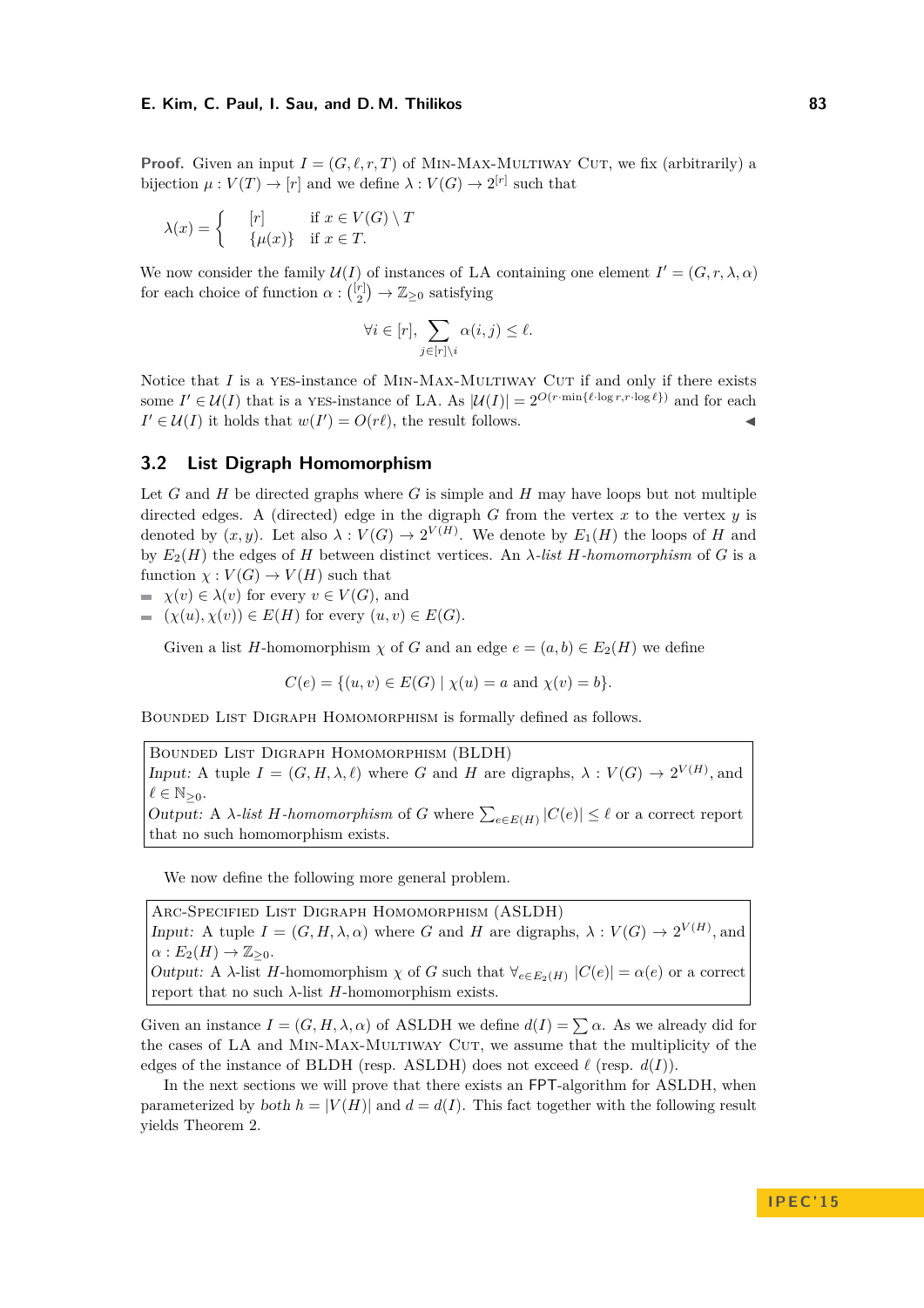**Proof.** Given an input $I = (G, \ell, r, T)$ of Min-Max-Multiway Cut, we fix (arbitrarily) a bijection $\mu : V(T) \to [r]$ and we define $\lambda : V(G) \to 2^{[r]}$ such that

$$\lambda(x) = \begin{cases} [r] & \text{if } x \in V(G) \setminus T \\ \{\mu(x)\} & \text{if } x \in T. \end{cases}$$

We now consider the family $\mathcal{U}(I)$ of instances of LA containing one element $I' = (G, r, \lambda, \alpha)$ for each choice of function $\alpha : \binom{[r]}{2} \to \mathbb{Z}_{\geq 0}$ satisfying

$$\forall i \in [r], \sum_{j \in [r] \setminus i} \alpha(i,j) \leq \ell.$$

Notice that $I$ is a yes-instance of Min-Max-Multiway Cut if and only if there exists some $I' \in \mathcal{U}(I)$ that is a yes-instance of LA. As $|\mathcal{U}(I)| = 2^{O(r \cdot \min\{\ell \cdot \log r, r \cdot \log \ell\})}$ and for each $I' \in \mathcal{U}(I)$ it holds that $w(I') = O(r\ell)$, the result follows. ◀

## 3.2 List Digraph Homomorphism

Let $G$ and $H$ be directed graphs where $G$ is simple and $H$ may have loops but not multiple directed edges. A (directed) edge in the digraph $G$ from the vertex $x$ to the vertex $y$ is denoted by $(x, y)$. Let also $\lambda : V(G) \to 2^{V(H)}$. We denote by $E_1(H)$ the loops of $H$ and by $E_2(H)$ the edges of $H$ between distinct vertices. An *$\lambda$-list $H$-homomorphism* of $G$ is a function $\chi : V(G) \to V(H)$ such that

- $\chi(v) \in \lambda(v)$ for every $v \in V(G)$, and
- $(\chi(u), \chi(v)) \in E(H)$ for every $(u, v) \in E(G)$.

Given a list $H$-homomorphism $\chi$ of $G$ and an edge $e = (a, b) \in E_2(H)$ we define

$$C(e) = \{(u, v) \in E(G) \mid \chi(u) = a \text{ and } \chi(v) = b\}.$$

Bounded List Digraph Homomorphism is formally defined as follows.

> Bounded List Digraph Homomorphism (BLDH)
> *Input:* A tuple $I = (G, H, \lambda, \ell)$ where $G$ and $H$ are digraphs, $\lambda : V(G) \to 2^{V(H)}$, and $\ell \in \mathbb{N}_{\geq 0}$.
> *Output:* A *$\lambda$-list $H$-homomorphism* of $G$ where $\sum_{e \in E(H)} |C(e)| \leq \ell$ or a correct report that no such homomorphism exists.

We now define the following more general problem.

> Arc-Specified List Digraph Homomorphism (ASLDH)
> *Input:* A tuple $I = (G, H, \lambda, \alpha)$ where $G$ and $H$ are digraphs, $\lambda : V(G) \to 2^{V(H)}$, and $\alpha : E_2(H) \to \mathbb{Z}_{\geq 0}$.
> *Output:* A $\lambda$-list $H$-homomorphism $\chi$ of $G$ such that $\forall_{e \in E_2(H)} |C(e)| = \alpha(e)$ or a correct report that no such $\lambda$-list $H$-homomorphism exists.

Given an instance $I = (G, H, \lambda, \alpha)$ of ASLDH we define $d(I) = \sum \alpha$. As we already did for the cases of LA and Min-Max-Multiway Cut, we assume that the multiplicity of the edges of the instance of BLDH (resp. ASLDH) does not exceed $\ell$ (resp. $d(I)$).

In the next sections we will prove that there exists an FPT-algorithm for ASLDH, when parameterized by *both* $h = |V(H)|$ and $d = d(I)$. This fact together with the following result yields Theorem 2.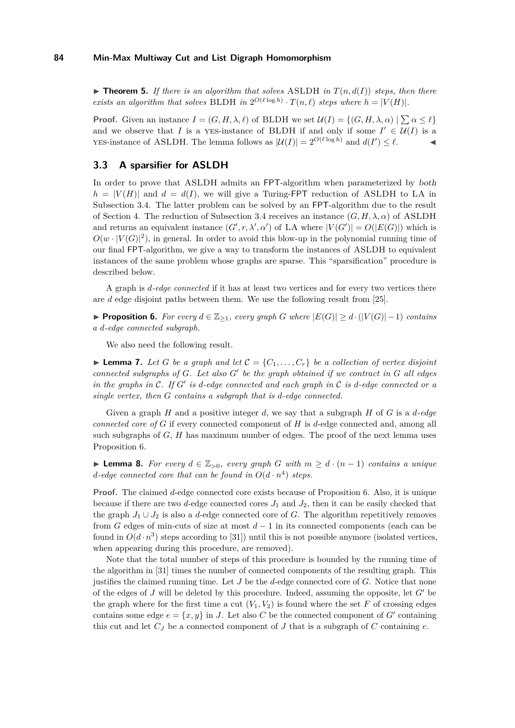▶ **Theorem 5.** *If there is an algorithm that solves* ASLDH *in $T(n, d(I))$ steps, then there exists an algorithm that solves* BLDH *in $2^{O(\ell \log h)} \cdot T(n, \ell)$ steps where $h = |V(H)|$.*

**Proof.** Given an instance $I = (G, H, \lambda, \ell)$ of BLDH we set $\mathcal{U}(I) = \{(G, H, \lambda, \alpha) \mid \sum \alpha \leq \ell\}$ and we observe that $I$ is a YES-instance of BLDH if and only if some $I' \in \mathcal{U}(I)$ is a YES-instance of ASLDH. The lemma follows as $|\mathcal{U}(I)| = 2^{O(\ell \log h)}$ and $d(I') \leq \ell$. ◀

## 3.3 A sparsifier for ASLDH

In order to prove that ASLDH admits an FPT-algorithm when parameterized by *both* $h = |V(H)|$ and $d = d(I)$, we will give a Turing-FPT reduction of ASLDH to LA in Subsection 3.4. The latter problem can be solved by an FPT-algorithm due to the result of Section 4. The reduction of Subsection 3.4 receives an instance $(G, H, \lambda, \alpha)$ of ASLDH and returns an equivalent instance $(G', r, \lambda', \alpha')$ of LA where $|V(G')| = O(|E(G)|)$ which is $O(w \cdot |V(G)|^2)$, in general. In order to avoid this blow-up in the polynomial running time of our final FPT-algorithm, we give a way to transform the instances of ASLDH to equivalent instances of the same problem whose graphs are sparse. This "sparsification" procedure is described below.

A graph is *d-edge connected* if it has at least two vertices and for every two vertices there are $d$ edge disjoint paths between them. We use the following result from [25].

▶ **Proposition 6.** *For every $d \in \mathbb{Z}_{\geq 1}$, every graph $G$ where $|E(G)| \geq d \cdot (|V(G)| - 1)$ contains a d-edge connected subgraph.*

We also need the following result.

▶ **Lemma 7.** *Let $G$ be a graph and let $\mathcal{C} = \{C_1, \ldots, C_r\}$ be a collection of vertex disjoint connected subgraphs of $G$. Let also $G'$ be the graph obtained if we contract in $G$ all edges in the graphs in $\mathcal{C}$. If $G'$ is d-edge connected and each graph in $\mathcal{C}$ is d-edge connected or a single vertex, then $G$ contains a subgraph that is d-edge connected.*

Given a graph $H$ and a positive integer $d$, we say that a subgraph $H$ of $G$ is a *d-edge connected core of $G$* if every connected component of $H$ is $d$-edge connected and, among all such subgraphs of $G$, $H$ has maximum number of edges. The proof of the next lemma uses Proposition 6.

▶ **Lemma 8.** *For every $d \in \mathbb{Z}_{>0}$, every graph $G$ with $m \geq d \cdot (n - 1)$ contains a unique d-edge connected core that can be found in $O(d \cdot n^4)$ steps.*

**Proof.** The claimed $d$-edge connected core exists because of Proposition 6. Also, it is unique because if there are two $d$-edge connected cores $J_1$ and $J_2$, then it can be easily checked that the graph $J_1 \cup J_2$ is also a $d$-edge connected core of $G$. The algorithm repetitively removes from $G$ edges of min-cuts of size at most $d - 1$ in its connected components (each can be found in $O(d \cdot n^3)$ steps according to [31]) until this is not possible anymore (isolated vertices, when appearing during this procedure, are removed).

Note that the total number of steps of this procedure is bounded by the running time of the algorithm in [31] times the number of connected components of the resulting graph. This justifies the claimed running time. Let $J$ be the $d$-edge connected core of $G$. Notice that none of the edges of $J$ will be deleted by this procedure. Indeed, assuming the opposite, let $G'$ be the graph where for the first time a cut $(V_1, V_2)$ is found where the set $F$ of crossing edges contains some edge $e = \{x, y\}$ in $J$. Let also $C$ be the connected component of $G'$ containing this cut and let $C_J$ be a connected component of $J$ that is a subgraph of $C$ containing $e$.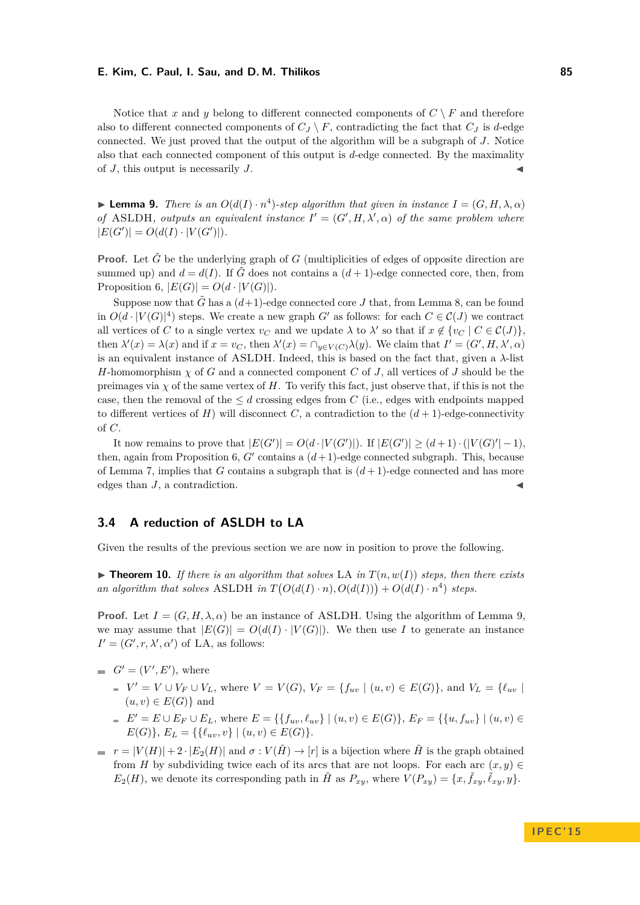Notice that $x$ and $y$ belong to different connected components of $C \setminus F$ and therefore also to different connected components of $C_J \setminus F$, contradicting the fact that $C_J$ is $d$-edge connected. We just proved that the output of the algorithm will be a subgraph of $J$. Notice also that each connected component of this output is $d$-edge connected. By the maximality of $J$, this output is necessarily $J$. ◀

▶ **Lemma 9.** *There is an $O(d(I) \cdot n^4)$-step algorithm that given in instance $I = (G, H, \lambda, \alpha)$ of* ASLDH*, outputs an equivalent instance $I' = (G', H, \lambda', \alpha)$ of the same problem where $|E(G')| = O(d(I) \cdot |V(G')|)$.*

**Proof.** Let $\tilde{G}$ be the underlying graph of $G$ (multiplicities of edges of opposite direction are summed up) and $d = d(I)$. If $\tilde{G}$ does not contains a $(d+1)$-edge connected core, then, from Proposition 6, $|E(G)| = O(d \cdot |V(G)|)$.

Suppose now that $\tilde{G}$ has a $(d+1)$-edge connected core $J$ that, from Lemma 8, can be found in $O(d \cdot |V(G)|^4)$ steps. We create a new graph $G'$ as follows: for each $C \in \mathcal{C}(J)$ we contract all vertices of $C$ to a single vertex $v_C$ and we update $\lambda$ to $\lambda'$ so that if $x \notin \{v_C \mid C \in \mathcal{C}(J)\}$, then $\lambda'(x) = \lambda(x)$ and if $x = v_C$, then $\lambda'(x) = \cap_{y \in V(C)} \lambda(y)$. We claim that $I' = (G', H, \lambda', \alpha)$ is an equivalent instance of ASLDH. Indeed, this is based on the fact that, given a $\lambda$-list $H$-homomorphism $\chi$ of $G$ and a connected component $C$ of $J$, all vertices of $J$ should be the preimages via $\chi$ of the same vertex of $H$. To verify this fact, just observe that, if this is not the case, then the removal of the $\leq d$ crossing edges from $C$ (i.e., edges with endpoints mapped to different vertices of $H$) will disconnect $C$, a contradiction to the $(d+1)$-edge-connectivity of $C$.

It now remains to prove that $|E(G')| = O(d \cdot |V(G')|)$. If $|E(G')| \geq (d+1) \cdot (|V(G)'| - 1)$, then, again from Proposition 6, $G'$ contains a $(d+1)$-edge connected subgraph. This, because of Lemma 7, implies that $G$ contains a subgraph that is $(d+1)$-edge connected and has more edges than $J$, a contradiction. ◀

## 3.4 A reduction of ASLDH to LA

Given the results of the previous section we are now in position to prove the following.

▶ **Theorem 10.** *If there is an algorithm that solves* LA *in $T(n, w(I))$ steps, then there exists an algorithm that solves* ASLDH *in $T\big(O(d(I) \cdot n), O(d(I))\big) + O(d(I) \cdot n^4)$ steps.*

**Proof.** Let $I = (G, H, \lambda, \alpha)$ be an instance of ASLDH. Using the algorithm of Lemma 9, we may assume that $|E(G)| = O(d(I) \cdot |V(G)|)$. We then use $I$ to generate an instance $I' = (G', r, \lambda', \alpha')$ of LA, as follows:

- $G' = (V', E')$, where
  - $V' = V \cup V_F \cup V_L$, where $V = V(G)$, $V_F = \{f_{uv} \mid (u, v) \in E(G)\}$, and $V_L = \{\ell_{uv} \mid (u, v) \in E(G)\}$ and
  - $E' = E \cup E_F \cup E_L$, where $E = \{\{f_{uv}, \ell_{uv}\} \mid (u, v) \in E(G)\}$, $E_F = \{\{u, f_{uv}\} \mid (u, v) \in E(G)\}$, $E_L = \{\{\ell_{uv}, v\} \mid (u, v) \in E(G)\}$.
- $r = |V(H)| + 2 \cdot |E_2(H)|$ and $\sigma : V(\tilde{H}) \to [r]$ is a bijection where $\tilde{H}$ is the graph obtained from $H$ by subdividing twice each of its arcs that are not loops. For each arc $(x, y) \in E_2(H)$, we denote its corresponding path in $\tilde{H}$ as $P_{xy}$, where $V(P_{xy}) = \{x, \tilde{f}_{xy}, \tilde{\ell}_{xy}, y\}$.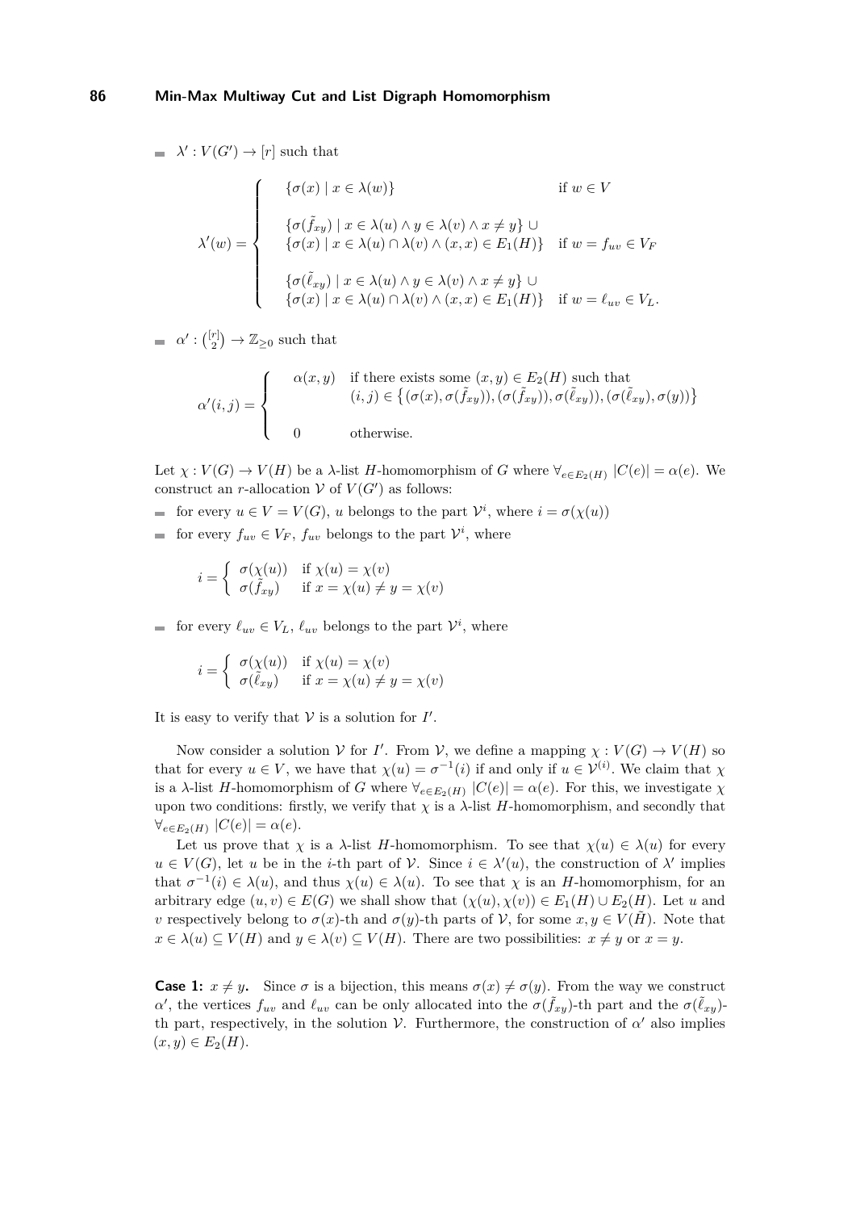- $\lambda' : V(G') \to [r]$ such that

$$\lambda'(w) = \begin{cases} \{\sigma(x) \mid x \in \lambda(w)\} & \text{if } w \in V \\ \\ \{\sigma(\tilde{f}_{xy}) \mid x \in \lambda(u) \wedge y \in \lambda(v) \wedge x \neq y\} \cup \\ \{\sigma(x) \mid x \in \lambda(u) \cap \lambda(v) \wedge (x,x) \in E_1(H)\} & \text{if } w = f_{uv} \in V_F \\ \\ \{\sigma(\tilde{\ell}_{xy}) \mid x \in \lambda(u) \wedge y \in \lambda(v) \wedge x \neq y\} \cup \\ \{\sigma(x) \mid x \in \lambda(u) \cap \lambda(v) \wedge (x,x) \in E_1(H)\} & \text{if } w = \ell_{uv} \in V_L. \end{cases}$$

- $\alpha' : \binom{[r]}{2} \to \mathbb{Z}_{\geq 0}$ such that

$$\alpha'(i,j) = \begin{cases} \alpha(x,y) & \text{if there exists some } (x,y) \in E_2(H) \text{ such that} \\ & (i,j) \in \{(\sigma(x), \sigma(\tilde{f}_{xy})), (\sigma(\tilde{f}_{xy})), \sigma(\tilde{\ell}_{xy})), (\sigma(\tilde{\ell}_{xy}), \sigma(y))\} \\ \\ 0 & \text{otherwise.} \end{cases}$$

Let $\chi : V(G) \to V(H)$ be a $\lambda$-list $H$-homomorphism of $G$ where $\forall_{e \in E_2(H)} \; |C(e)| = \alpha(e)$. We construct an $r$-allocation $\mathcal{V}$ of $V(G')$ as follows:

- for every $u \in V = V(G)$, $u$ belongs to the part $\mathcal{V}^i$, where $i = \sigma(\chi(u))$
- for every $f_{uv} \in V_F$, $f_{uv}$ belongs to the part $\mathcal{V}^i$, where

$$i = \begin{cases} \sigma(\chi(u)) & \text{if } \chi(u) = \chi(v) \\ \sigma(\tilde{f}_{xy}) & \text{if } x = \chi(u) \neq y = \chi(v) \end{cases}$$

- for every $\ell_{uv} \in V_L$, $\ell_{uv}$ belongs to the part $\mathcal{V}^i$, where

$$i = \begin{cases} \sigma(\chi(u)) & \text{if } \chi(u) = \chi(v) \\ \sigma(\tilde{\ell}_{xy}) & \text{if } x = \chi(u) \neq y = \chi(v) \end{cases}$$

It is easy to verify that $\mathcal{V}$ is a solution for $I'$.

Now consider a solution $\mathcal{V}$ for $I'$. From $\mathcal{V}$, we define a mapping $\chi : V(G) \to V(H)$ so that for every $u \in V$, we have that $\chi(u) = \sigma^{-1}(i)$ if and only if $u \in \mathcal{V}^{(i)}$. We claim that $\chi$ is a $\lambda$-list $H$-homomorphism of $G$ where $\forall_{e \in E_2(H)} \; |C(e)| = \alpha(e)$. For this, we investigate $\chi$ upon two conditions: firstly, we verify that $\chi$ is a $\lambda$-list $H$-homomorphism, and secondly that $\forall_{e \in E_2(H)} \; |C(e)| = \alpha(e)$.

Let us prove that $\chi$ is a $\lambda$-list $H$-homomorphism. To see that $\chi(u) \in \lambda(u)$ for every $u \in V(G)$, let $u$ be in the $i$-th part of $\mathcal{V}$. Since $i \in \lambda'(u)$, the construction of $\lambda'$ implies that $\sigma^{-1}(i) \in \lambda(u)$, and thus $\chi(u) \in \lambda(u)$. To see that $\chi$ is an $H$-homomorphism, for an arbitrary edge $(u,v) \in E(G)$ we shall show that $(\chi(u), \chi(v)) \in E_1(H) \cup E_2(H)$. Let $u$ and $v$ respectively belong to $\sigma(x)$-th and $\sigma(y)$-th parts of $\mathcal{V}$, for some $x, y \in V(\tilde{H})$. Note that $x \in \lambda(u) \subseteq V(H)$ and $y \in \lambda(v) \subseteq V(H)$. There are two possibilities: $x \neq y$ or $x = y$.

**Case 1:** $x \neq y$**.** Since $\sigma$ is a bijection, this means $\sigma(x) \neq \sigma(y)$. From the way we construct $\alpha'$, the vertices $f_{uv}$ and $\ell_{uv}$ can be only allocated into the $\sigma(\tilde{f}_{xy})$-th part and the $\sigma(\tilde{\ell}_{xy})$-th part, respectively, in the solution $\mathcal{V}$. Furthermore, the construction of $\alpha'$ also implies $(x,y) \in E_2(H)$.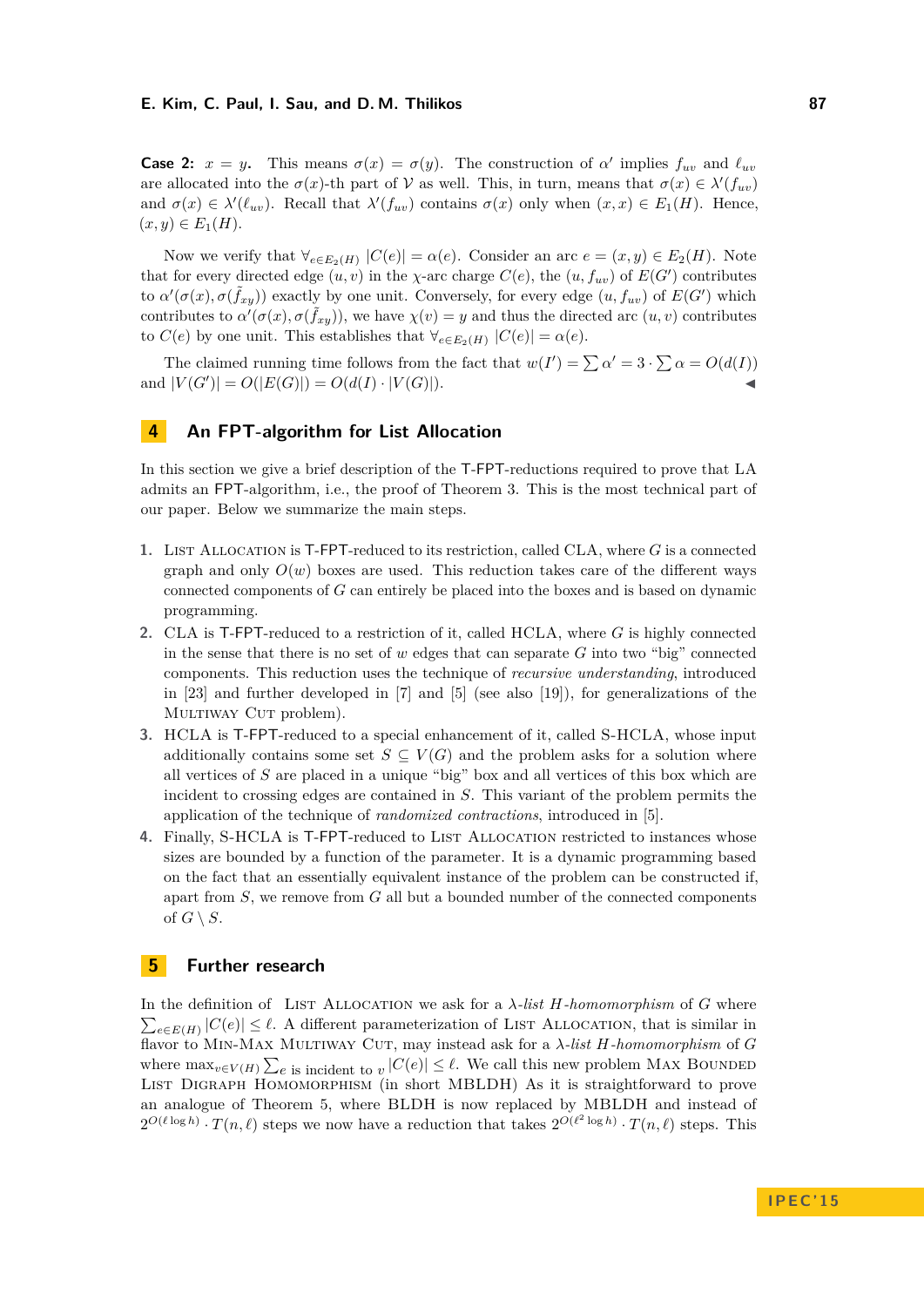**Case 2:** $x = y$. This means $\sigma(x) = \sigma(y)$. The construction of $\alpha'$ implies $f_{uv}$ and $\ell_{uv}$ are allocated into the $\sigma(x)$-th part of $\mathcal{V}$ as well. This, in turn, means that $\sigma(x) \in \lambda'(f_{uv})$ and $\sigma(x) \in \lambda'(\ell_{uv})$. Recall that $\lambda'(f_{uv})$ contains $\sigma(x)$ only when $(x, x) \in E_1(H)$. Hence, $(x, y) \in E_1(H)$.

Now we verify that $\forall_{e \in E_2(H)}\ |C(e)| = \alpha(e)$. Consider an arc $e = (x, y) \in E_2(H)$. Note that for every directed edge $(u, v)$ in the $\chi$-arc charge $C(e)$, the $(u, f_{uv})$ of $E(G')$ contributes to $\alpha'(\sigma(x), \sigma(\tilde{f}_{xy}))$ exactly by one unit. Conversely, for every edge $(u, f_{uv})$ of $E(G')$ which contributes to $\alpha'(\sigma(x), \sigma(\tilde{f}_{xy}))$, we have $\chi(v) = y$ and thus the directed arc $(u, v)$ contributes to $C(e)$ by one unit. This establishes that $\forall_{e \in E_2(H)}\ |C(e)| = \alpha(e)$.

The claimed running time follows from the fact that $w(I') = \sum \alpha' = 3 \cdot \sum \alpha = O(d(I))$ and $|V(G')| = O(|E(G)|) = O(d(I) \cdot |V(G)|)$. ◀

## 4 An FPT-algorithm for List Allocation

In this section we give a brief description of the T-FPT-reductions required to prove that LA admits an FPT-algorithm, i.e., the proof of Theorem 3. This is the most technical part of our paper. Below we summarize the main steps.

1. List Allocation is T-FPT-reduced to its restriction, called CLA, where $G$ is a connected graph and only $O(w)$ boxes are used. This reduction takes care of the different ways connected components of $G$ can entirely be placed into the boxes and is based on dynamic programming.
2. CLA is T-FPT-reduced to a restriction of it, called HCLA, where $G$ is highly connected in the sense that there is no set of $w$ edges that can separate $G$ into two "big" connected components. This reduction uses the technique of *recursive understanding*, introduced in [23] and further developed in [7] and [5] (see also [19]), for generalizations of the Multiway Cut problem).
3. HCLA is T-FPT-reduced to a special enhancement of it, called S-HCLA, whose input additionally contains some set $S \subseteq V(G)$ and the problem asks for a solution where all vertices of $S$ are placed in a unique "big" box and all vertices of this box which are incident to crossing edges are contained in $S$. This variant of the problem permits the application of the technique of *randomized contractions*, introduced in [5].
4. Finally, S-HCLA is T-FPT-reduced to List Allocation restricted to instances whose sizes are bounded by a function of the parameter. It is a dynamic programming based on the fact that an essentially equivalent instance of the problem can be constructed if, apart from $S$, we remove from $G$ all but a bounded number of the connected components of $G \setminus S$.

## 5 Further research

In the definition of List Allocation we ask for a $\lambda$-*list H-homomorphism* of $G$ where $\sum_{e \in E(H)} |C(e)| \leq \ell$. A different parameterization of List Allocation, that is similar in flavor to Min-Max Multiway Cut, may instead ask for a $\lambda$-*list H-homomorphism* of $G$ where $\max_{v \in V(H)} \sum_{e \text{ is incident to } v} |C(e)| \leq \ell$. We call this new problem Max Bounded List Digraph Homomorphism (in short MBLDH) As it is straightforward to prove an analogue of Theorem 5, where BLDH is now replaced by MBLDH and instead of $2^{O(\ell \log h)} \cdot T(n, \ell)$ steps we now have a reduction that takes $2^{O(\ell^2 \log h)} \cdot T(n, \ell)$ steps. This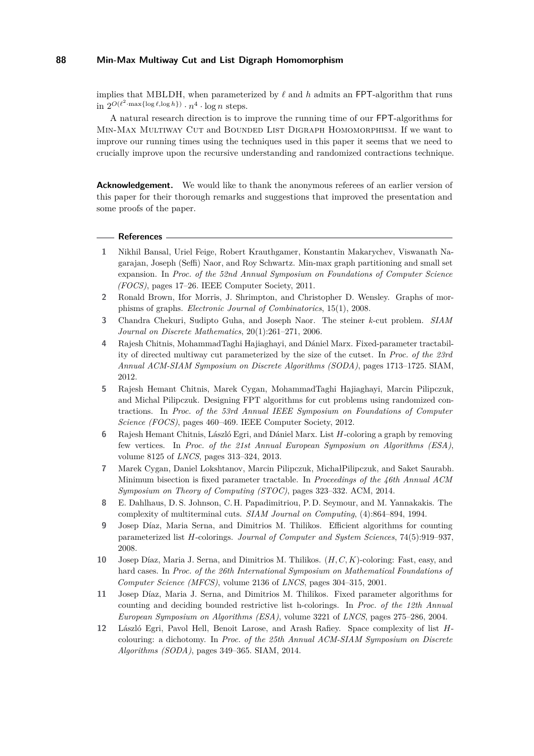implies that MBLDH, when parameterized by $\ell$ and $h$ admits an FPT-algorithm that runs in $2^{O(\ell^2 \cdot \max\{\log \ell, \log h\})} \cdot n^4 \cdot \log n$ steps.

A natural research direction is to improve the running time of our FPT-algorithms for Min-Max Multiway Cut and Bounded List Digraph Homomorphism. If we want to improve our running times using the techniques used in this paper it seems that we need to crucially improve upon the recursive understanding and randomized contractions technique.

**Acknowledgement.** We would like to thank the anonymous referees of an earlier version of this paper for their thorough remarks and suggestions that improved the presentation and some proofs of the paper.

## References

1. Nikhil Bansal, Uriel Feige, Robert Krauthgamer, Konstantin Makarychev, Viswanath Nagarajan, Joseph (Seffi) Naor, and Roy Schwartz. Min-max graph partitioning and small set expansion. In *Proc. of the 52nd Annual Symposium on Foundations of Computer Science (FOCS)*, pages 17–26. IEEE Computer Society, 2011.
2. Ronald Brown, Ifor Morris, J. Shrimpton, and Christopher D. Wensley. Graphs of morphisms of graphs. *Electronic Journal of Combinatorics*, 15(1), 2008.
3. Chandra Chekuri, Sudipto Guha, and Joseph Naor. The steiner $k$-cut problem. *SIAM Journal on Discrete Mathematics*, 20(1):261–271, 2006.
4. Rajesh Chitnis, MohammadTaghi Hajiaghayi, and Dániel Marx. Fixed-parameter tractability of directed multiway cut parameterized by the size of the cutset. In *Proc. of the 23rd Annual ACM-SIAM Symposium on Discrete Algorithms (SODA)*, pages 1713–1725. SIAM, 2012.
5. Rajesh Hemant Chitnis, Marek Cygan, MohammadTaghi Hajiaghayi, Marcin Pilipczuk, and Michal Pilipczuk. Designing FPT algorithms for cut problems using randomized contractions. In *Proc. of the 53rd Annual IEEE Symposium on Foundations of Computer Science (FOCS)*, pages 460–469. IEEE Computer Society, 2012.
6. Rajesh Hemant Chitnis, László Egri, and Dániel Marx. List $H$-coloring a graph by removing few vertices. In *Proc. of the 21st Annual European Symposium on Algorithms (ESA)*, volume 8125 of *LNCS*, pages 313–324, 2013.
7. Marek Cygan, Daniel Lokshtanov, Marcin Pilipczuk, MichałPilipczuk, and Saket Saurabh. Minimum bisection is fixed parameter tractable. In *Proceedings of the 46th Annual ACM Symposium on Theory of Computing (STOC)*, pages 323–332. ACM, 2014.
8. E. Dahlhaus, D. S. Johnson, C. H. Papadimitriou, P. D. Seymour, and M. Yannakakis. The complexity of multiterminal cuts. *SIAM Journal on Computing*, (4):864–894, 1994.
9. Josep Díaz, Maria Serna, and Dimitrios M. Thilikos. Efficient algorithms for counting parameterized list $H$-colorings. *Journal of Computer and System Sciences*, 74(5):919–937, 2008.
10. Josep Díaz, Maria J. Serna, and Dimitrios M. Thilikos. $(H, C, K)$-coloring: Fast, easy, and hard cases. In *Proc. of the 26th International Symposium on Mathematical Foundations of Computer Science (MFCS)*, volume 2136 of *LNCS*, pages 304–315, 2001.
11. Josep Díaz, Maria J. Serna, and Dimitrios M. Thilikos. Fixed parameter algorithms for counting and deciding bounded restrictive list h-colorings. In *Proc. of the 12th Annual European Symposium on Algorithms (ESA)*, volume 3221 of *LNCS*, pages 275–286, 2004.
12. László Egri, Pavol Hell, Benoit Larose, and Arash Rafiey. Space complexity of list $H$-colouring: a dichotomy. In *Proc. of the 25th Annual ACM-SIAM Symposium on Discrete Algorithms (SODA)*, pages 349–365. SIAM, 2014.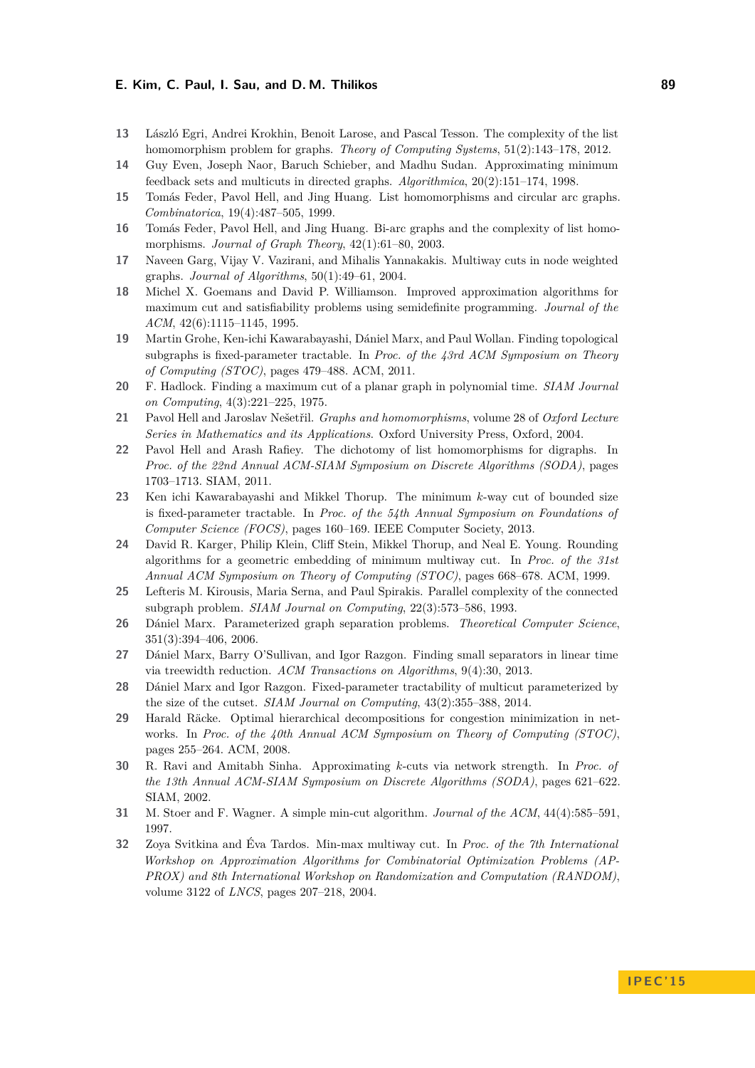13 László Egri, Andrei Krokhin, Benoit Larose, and Pascal Tesson. The complexity of the list homomorphism problem for graphs. *Theory of Computing Systems*, 51(2):143–178, 2012.

14 Guy Even, Joseph Naor, Baruch Schieber, and Madhu Sudan. Approximating minimum feedback sets and multicuts in directed graphs. *Algorithmica*, 20(2):151–174, 1998.

15 Tomás Feder, Pavol Hell, and Jing Huang. List homomorphisms and circular arc graphs. *Combinatorica*, 19(4):487–505, 1999.

16 Tomás Feder, Pavol Hell, and Jing Huang. Bi-arc graphs and the complexity of list homomorphisms. *Journal of Graph Theory*, 42(1):61–80, 2003.

17 Naveen Garg, Vijay V. Vazirani, and Mihalis Yannakakis. Multiway cuts in node weighted graphs. *Journal of Algorithms*, 50(1):49–61, 2004.

18 Michel X. Goemans and David P. Williamson. Improved approximation algorithms for maximum cut and satisfiability problems using semidefinite programming. *Journal of the ACM*, 42(6):1115–1145, 1995.

19 Martin Grohe, Ken-ichi Kawarabayashi, Dániel Marx, and Paul Wollan. Finding topological subgraphs is fixed-parameter tractable. In *Proc. of the 43rd ACM Symposium on Theory of Computing (STOC)*, pages 479–488. ACM, 2011.

20 F. Hadlock. Finding a maximum cut of a planar graph in polynomial time. *SIAM Journal on Computing*, 4(3):221–225, 1975.

21 Pavol Hell and Jaroslav Nešetřil. *Graphs and homomorphisms*, volume 28 of *Oxford Lecture Series in Mathematics and its Applications*. Oxford University Press, Oxford, 2004.

22 Pavol Hell and Arash Rafiey. The dichotomy of list homomorphisms for digraphs. In *Proc. of the 22nd Annual ACM-SIAM Symposium on Discrete Algorithms (SODA)*, pages 1703–1713. SIAM, 2011.

23 Ken ichi Kawarabayashi and Mikkel Thorup. The minimum $k$-way cut of bounded size is fixed-parameter tractable. In *Proc. of the 54th Annual Symposium on Foundations of Computer Science (FOCS)*, pages 160–169. IEEE Computer Society, 2013.

24 David R. Karger, Philip Klein, Cliff Stein, Mikkel Thorup, and Neal E. Young. Rounding algorithms for a geometric embedding of minimum multiway cut. In *Proc. of the 31st Annual ACM Symposium on Theory of Computing (STOC)*, pages 668–678. ACM, 1999.

25 Lefteris M. Kirousis, Maria Serna, and Paul Spirakis. Parallel complexity of the connected subgraph problem. *SIAM Journal on Computing*, 22(3):573–586, 1993.

26 Dániel Marx. Parameterized graph separation problems. *Theoretical Computer Science*, 351(3):394–406, 2006.

27 Dániel Marx, Barry O'Sullivan, and Igor Razgon. Finding small separators in linear time via treewidth reduction. *ACM Transactions on Algorithms*, 9(4):30, 2013.

28 Dániel Marx and Igor Razgon. Fixed-parameter tractability of multicut parameterized by the size of the cutset. *SIAM Journal on Computing*, 43(2):355–388, 2014.

29 Harald Räcke. Optimal hierarchical decompositions for congestion minimization in networks. In *Proc. of the 40th Annual ACM Symposium on Theory of Computing (STOC)*, pages 255–264. ACM, 2008.

30 R. Ravi and Amitabh Sinha. Approximating $k$-cuts via network strength. In *Proc. of the 13th Annual ACM-SIAM Symposium on Discrete Algorithms (SODA)*, pages 621–622. SIAM, 2002.

31 M. Stoer and F. Wagner. A simple min-cut algorithm. *Journal of the ACM*, 44(4):585–591, 1997.

32 Zoya Svitkina and Éva Tardos. Min-max multiway cut. In *Proc. of the 7th International Workshop on Approximation Algorithms for Combinatorial Optimization Problems (APPROX) and 8th International Workshop on Randomization and Computation (RANDOM)*, volume 3122 of *LNCS*, pages 207–218, 2004.